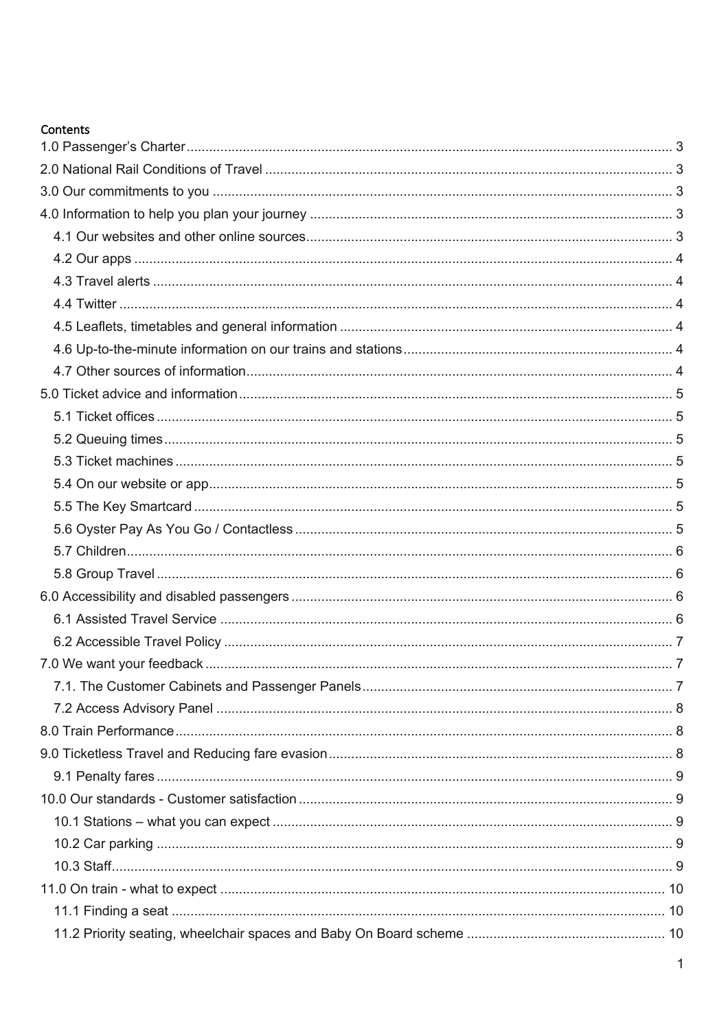# Contents

1.0 Passenger's Charter ... 3
2.0 National Rail Conditions of Travel ... 3
3.0 Our commitments to you ... 3
4.0 Information to help you plan your journey ... 3
- 4.1 Our websites and other online sources ... 3
- 4.2 Our apps ... 4
- 4.3 Travel alerts ... 4
- 4.4 Twitter ... 4
- 4.5 Leaflets, timetables and general information ... 4
- 4.6 Up-to-the-minute information on our trains and stations ... 4
- 4.7 Other sources of information ... 4

5.0 Ticket advice and information ... 5
- 5.1 Ticket offices ... 5
- 5.2 Queuing times ... 5
- 5.3 Ticket machines ... 5
- 5.4 On our website or app ... 5
- 5.5 The Key Smartcard ... 5
- 5.6 Oyster Pay As You Go / Contactless ... 5
- 5.7 Children ... 6
- 5.8 Group Travel ... 6

6.0 Accessibility and disabled passengers ... 6
- 6.1 Assisted Travel Service ... 6
- 6.2 Accessible Travel Policy ... 7

7.0 We want your feedback ... 7
- 7.1. The Customer Cabinets and Passenger Panels ... 7
- 7.2 Access Advisory Panel ... 8

8.0 Train Performance ... 8
9.0 Ticketless Travel and Reducing fare evasion ... 8
- 9.1 Penalty fares ... 9

10.0 Our standards - Customer satisfaction ... 9
- 10.1 Stations – what you can expect ... 9
- 10.2 Car parking ... 9
- 10.3 Staff ... 9

11.0 On train - what to expect ... 10
- 11.1 Finding a seat ... 10
- 11.2 Priority seating, wheelchair spaces and Baby On Board scheme ... 10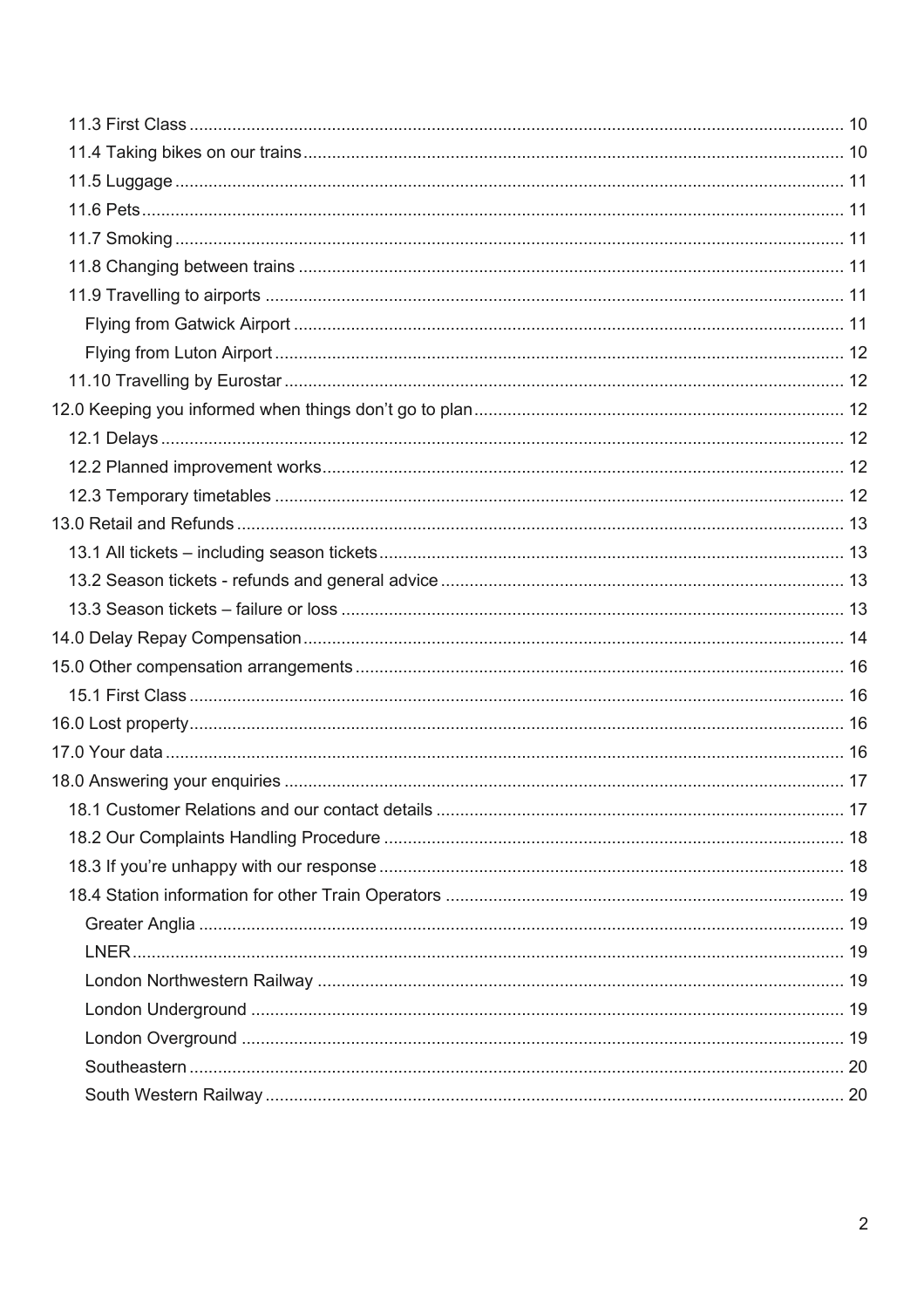11.3 First Class ........ 10
11.4 Taking bikes on our trains ........ 10
11.5 Luggage ........ 11
11.6 Pets ........ 11
11.7 Smoking ........ 11
11.8 Changing between trains ........ 11
11.9 Travelling to airports ........ 11
Flying from Gatwick Airport ........ 11
Flying from Luton Airport ........ 12
11.10 Travelling by Eurostar ........ 12
12.0 Keeping you informed when things don't go to plan ........ 12
12.1 Delays ........ 12
12.2 Planned improvement works ........ 12
12.3 Temporary timetables ........ 12
13.0 Retail and Refunds ........ 13
13.1 All tickets – including season tickets ........ 13
13.2 Season tickets - refunds and general advice ........ 13
13.3 Season tickets – failure or loss ........ 13
14.0 Delay Repay Compensation ........ 14
15.0 Other compensation arrangements ........ 16
15.1 First Class ........ 16
16.0 Lost property ........ 16
17.0 Your data ........ 16
18.0 Answering your enquiries ........ 17
18.1 Customer Relations and our contact details ........ 17
18.2 Our Complaints Handling Procedure ........ 18
18.3 If you're unhappy with our response ........ 18
18.4 Station information for other Train Operators ........ 19
Greater Anglia ........ 19
LNER ........ 19
London Northwestern Railway ........ 19
London Underground ........ 19
London Overground ........ 19
Southeastern ........ 20
South Western Railway ........ 20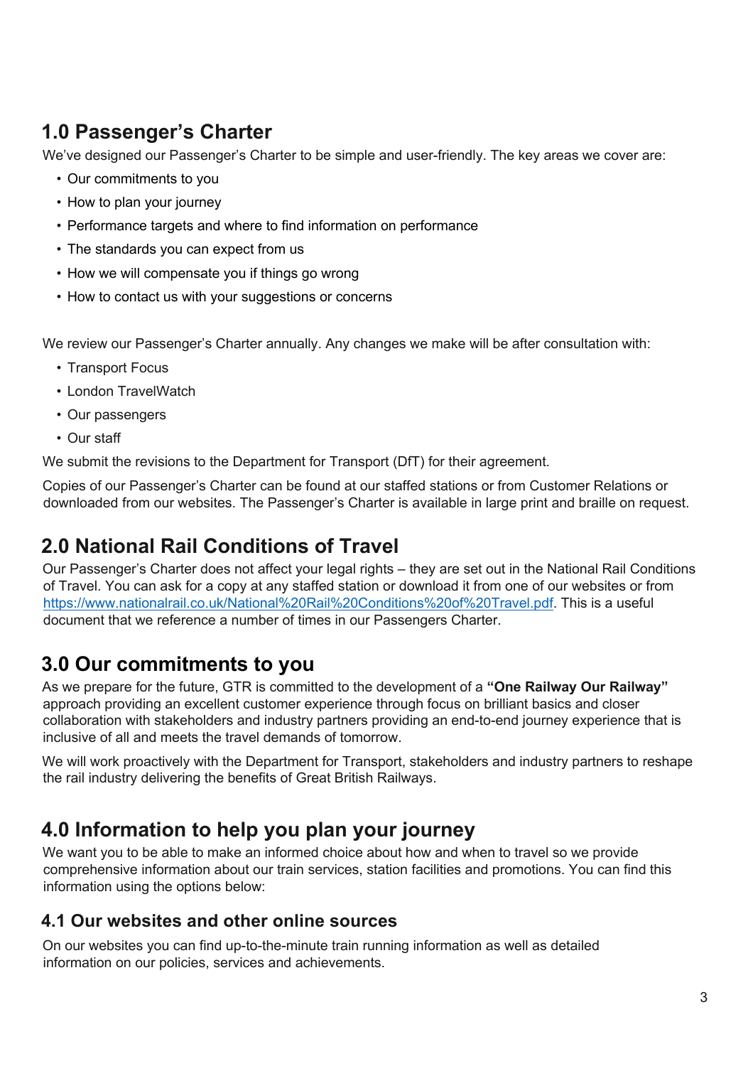## 1.0 Passenger's Charter

We've designed our Passenger's Charter to be simple and user-friendly. The key areas we cover are:

- Our commitments to you
- How to plan your journey
- Performance targets and where to find information on performance
- The standards you can expect from us
- How we will compensate you if things go wrong
- How to contact us with your suggestions or concerns

We review our Passenger's Charter annually. Any changes we make will be after consultation with:

- Transport Focus
- London TravelWatch
- Our passengers
- Our staff

We submit the revisions to the Department for Transport (DfT) for their agreement.

Copies of our Passenger's Charter can be found at our staffed stations or from Customer Relations or downloaded from our websites. The Passenger's Charter is available in large print and braille on request.

## 2.0 National Rail Conditions of Travel

Our Passenger's Charter does not affect your legal rights – they are set out in the National Rail Conditions of Travel. You can ask for a copy at any staffed station or download it from one of our websites or from https://www.nationalrail.co.uk/National%20Rail%20Conditions%20of%20Travel.pdf. This is a useful document that we reference a number of times in our Passengers Charter.

## 3.0 Our commitments to you

As we prepare for the future, GTR is committed to the development of a **"One Railway Our Railway"** approach providing an excellent customer experience through focus on brilliant basics and closer collaboration with stakeholders and industry partners providing an end-to-end journey experience that is inclusive of all and meets the travel demands of tomorrow.

We will work proactively with the Department for Transport, stakeholders and industry partners to reshape the rail industry delivering the benefits of Great British Railways.

## 4.0 Information to help you plan your journey

We want you to be able to make an informed choice about how and when to travel so we provide comprehensive information about our train services, station facilities and promotions. You can find this information using the options below:

### 4.1 Our websites and other online sources

On our websites you can find up-to-the-minute train running information as well as detailed information on our policies, services and achievements.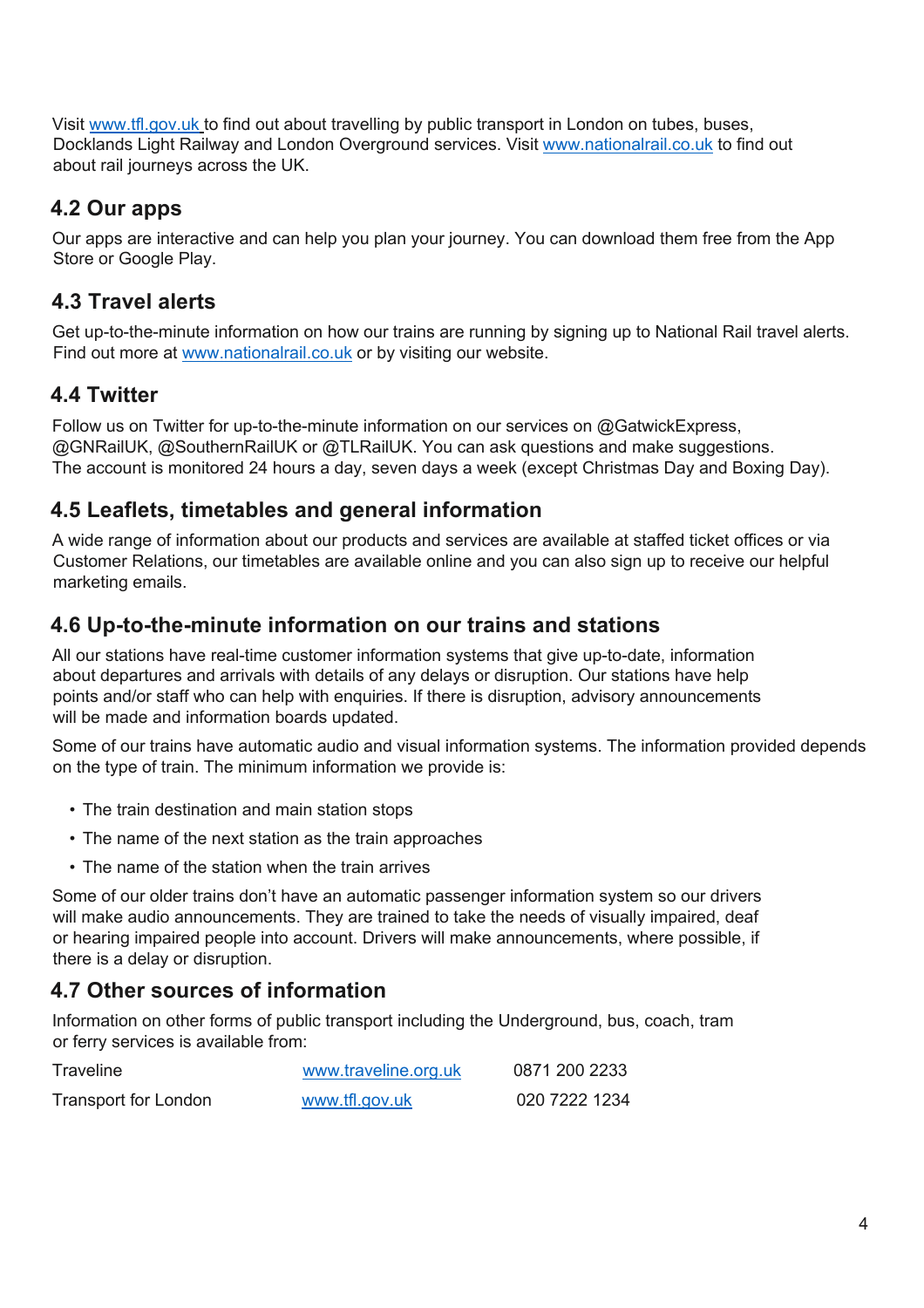Visit www.tfl.gov.uk to find out about travelling by public transport in London on tubes, buses, Docklands Light Railway and London Overground services. Visit www.nationalrail.co.uk to find out about rail journeys across the UK.

## 4.2 Our apps

Our apps are interactive and can help you plan your journey. You can download them free from the App Store or Google Play.

## 4.3 Travel alerts

Get up-to-the-minute information on how our trains are running by signing up to National Rail travel alerts. Find out more at www.nationalrail.co.uk or by visiting our website.

## 4.4 Twitter

Follow us on Twitter for up-to-the-minute information on our services on @GatwickExpress, @GNRailUK, @SouthernRailUK or @TLRailUK. You can ask questions and make suggestions. The account is monitored 24 hours a day, seven days a week (except Christmas Day and Boxing Day).

## 4.5 Leaflets, timetables and general information

A wide range of information about our products and services are available at staffed ticket offices or via Customer Relations, our timetables are available online and you can also sign up to receive our helpful marketing emails.

## 4.6 Up-to-the-minute information on our trains and stations

All our stations have real-time customer information systems that give up-to-date, information about departures and arrivals with details of any delays or disruption. Our stations have help points and/or staff who can help with enquiries. If there is disruption, advisory announcements will be made and information boards updated.

Some of our trains have automatic audio and visual information systems. The information provided depends on the type of train. The minimum information we provide is:

- The train destination and main station stops
- The name of the next station as the train approaches
- The name of the station when the train arrives

Some of our older trains don't have an automatic passenger information system so our drivers will make audio announcements. They are trained to take the needs of visually impaired, deaf or hearing impaired people into account. Drivers will make announcements, where possible, if there is a delay or disruption.

## 4.7 Other sources of information

Information on other forms of public transport including the Underground, bus, coach, tram or ferry services is available from:

| | | |
|---|---|---|
| Traveline | www.traveline.org.uk | 0871 200 2233 |
| Transport for London | www.tfl.gov.uk | 020 7222 1234 |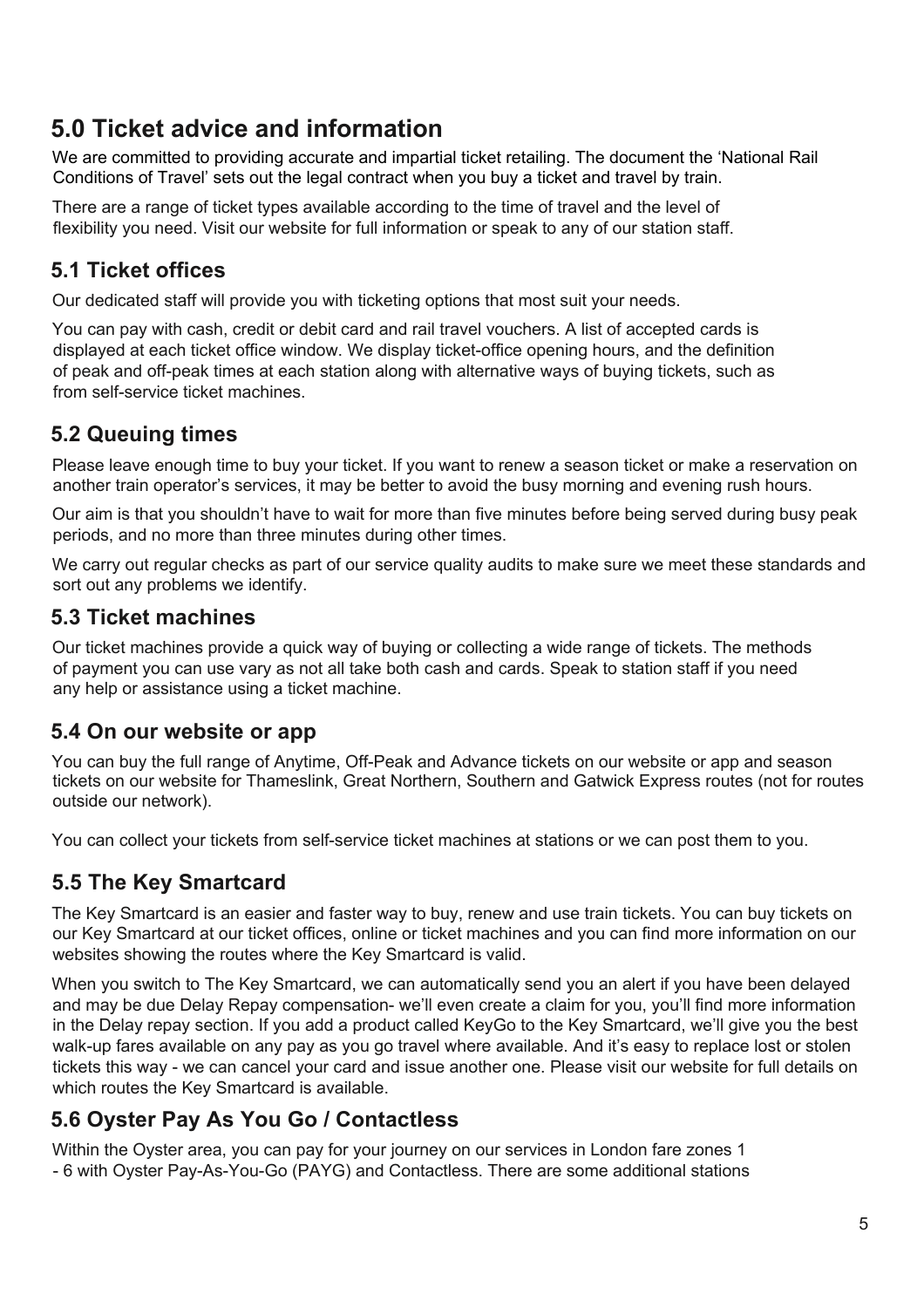## 5.0 Ticket advice and information

We are committed to providing accurate and impartial ticket retailing. The document the 'National Rail Conditions of Travel' sets out the legal contract when you buy a ticket and travel by train.

There are a range of ticket types available according to the time of travel and the level of flexibility you need. Visit our website for full information or speak to any of our station staff.

### 5.1 Ticket offices

Our dedicated staff will provide you with ticketing options that most suit your needs.

You can pay with cash, credit or debit card and rail travel vouchers. A list of accepted cards is displayed at each ticket office window. We display ticket-office opening hours, and the definition of peak and off-peak times at each station along with alternative ways of buying tickets, such as from self-service ticket machines.

### 5.2 Queuing times

Please leave enough time to buy your ticket. If you want to renew a season ticket or make a reservation on another train operator's services, it may be better to avoid the busy morning and evening rush hours.

Our aim is that you shouldn't have to wait for more than five minutes before being served during busy peak periods, and no more than three minutes during other times.

We carry out regular checks as part of our service quality audits to make sure we meet these standards and sort out any problems we identify.

### 5.3 Ticket machines

Our ticket machines provide a quick way of buying or collecting a wide range of tickets. The methods of payment you can use vary as not all take both cash and cards. Speak to station staff if you need any help or assistance using a ticket machine.

### 5.4 On our website or app

You can buy the full range of Anytime, Off-Peak and Advance tickets on our website or app and season tickets on our website for Thameslink, Great Northern, Southern and Gatwick Express routes (not for routes outside our network).

You can collect your tickets from self-service ticket machines at stations or we can post them to you.

### 5.5 The Key Smartcard

The Key Smartcard is an easier and faster way to buy, renew and use train tickets. You can buy tickets on our Key Smartcard at our ticket offices, online or ticket machines and you can find more information on our websites showing the routes where the Key Smartcard is valid.

When you switch to The Key Smartcard, we can automatically send you an alert if you have been delayed and may be due Delay Repay compensation- we'll even create a claim for you, you'll find more information in the Delay repay section. If you add a product called KeyGo to the Key Smartcard, we'll give you the best walk-up fares available on any pay as you go travel where available. And it's easy to replace lost or stolen tickets this way - we can cancel your card and issue another one. Please visit our website for full details on which routes the Key Smartcard is available.

### 5.6 Oyster Pay As You Go / Contactless

Within the Oyster area, you can pay for your journey on our services in London fare zones 1 - 6 with Oyster Pay-As-You-Go (PAYG) and Contactless. There are some additional stations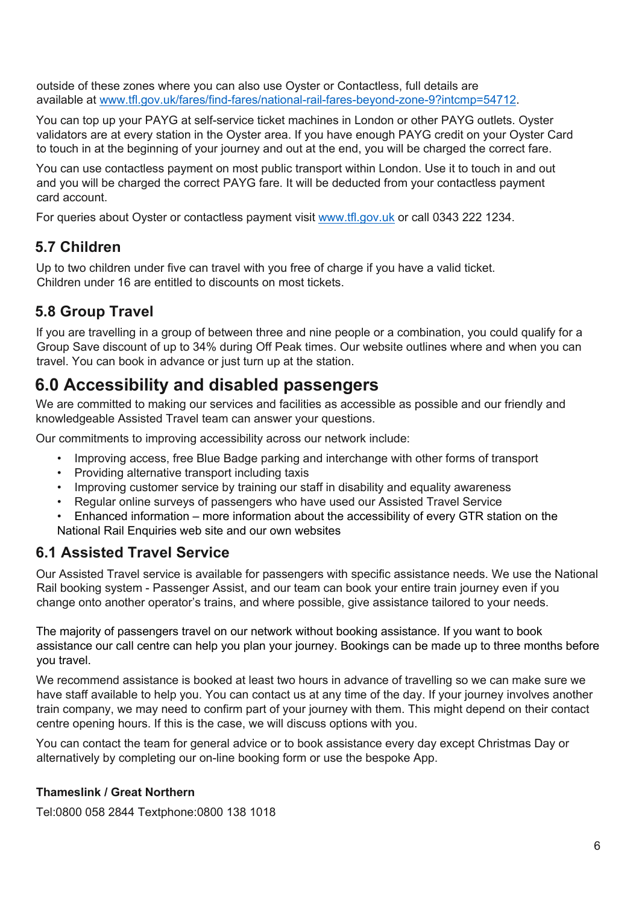outside of these zones where you can also use Oyster or Contactless, full details are available at [www.tfl.gov.uk/fares/find-fares/national-rail-fares-beyond-zone-9?intcmp=54712](www.tfl.gov.uk/fares/find-fares/national-rail-fares-beyond-zone-9?intcmp=54712).

You can top up your PAYG at self-service ticket machines in London or other PAYG outlets. Oyster validators are at every station in the Oyster area. If you have enough PAYG credit on your Oyster Card to touch in at the beginning of your journey and out at the end, you will be charged the correct fare.

You can use contactless payment on most public transport within London. Use it to touch in and out and you will be charged the correct PAYG fare. It will be deducted from your contactless payment card account.

For queries about Oyster or contactless payment visit [www.tfl.gov.uk](www.tfl.gov.uk) or call 0343 222 1234.

### 5.7 Children

Up to two children under five can travel with you free of charge if you have a valid ticket. Children under 16 are entitled to discounts on most tickets.

### 5.8 Group Travel

If you are travelling in a group of between three and nine people or a combination, you could qualify for a Group Save discount of up to 34% during Off Peak times. Our website outlines where and when you can travel. You can book in advance or just turn up at the station.

## 6.0 Accessibility and disabled passengers

We are committed to making our services and facilities as accessible as possible and our friendly and knowledgeable Assisted Travel team can answer your questions.

Our commitments to improving accessibility across our network include:

- Improving access, free Blue Badge parking and interchange with other forms of transport
- Providing alternative transport including taxis
- Improving customer service by training our staff in disability and equality awareness
- Regular online surveys of passengers who have used our Assisted Travel Service
- Enhanced information – more information about the accessibility of every GTR station on the National Rail Enquiries web site and our own websites

### 6.1 Assisted Travel Service

Our Assisted Travel service is available for passengers with specific assistance needs. We use the National Rail booking system - Passenger Assist, and our team can book your entire train journey even if you change onto another operator's trains, and where possible, give assistance tailored to your needs.

The majority of passengers travel on our network without booking assistance. If you want to book assistance our call centre can help you plan your journey. Bookings can be made up to three months before you travel.

We recommend assistance is booked at least two hours in advance of travelling so we can make sure we have staff available to help you. You can contact us at any time of the day. If your journey involves another train company, we may need to confirm part of your journey with them. This might depend on their contact centre opening hours. If this is the case, we will discuss options with you.

You can contact the team for general advice or to book assistance every day except Christmas Day or alternatively by completing our on-line booking form or use the bespoke App.

**Thameslink / Great Northern**

Tel:0800 058 2844 Textphone:0800 138 1018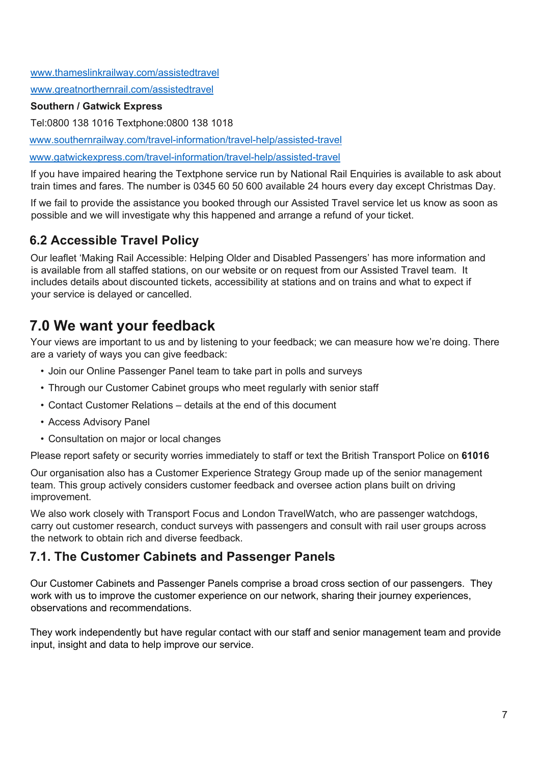[www.thameslinkrailway.com/assistedtravel](http://www.thameslinkrailway.com/assistedtravel)

[www.greatnorthernrail.com/assistedtravel](http://www.greatnorthernrail.com/assistedtravel)

**Southern / Gatwick Express**

Tel:0800 138 1016 Textphone:0800 138 1018

[www.southernrailway.com/travel-information/travel-help/assisted-travel](http://www.southernrailway.com/travel-information/travel-help/assisted-travel)

[www.gatwickexpress.com/travel-information/travel-help/assisted-travel](http://www.gatwickexpress.com/travel-information/travel-help/assisted-travel)

If you have impaired hearing the Textphone service run by National Rail Enquiries is available to ask about train times and fares. The number is 0345 60 50 600 available 24 hours every day except Christmas Day.

If we fail to provide the assistance you booked through our Assisted Travel service let us know as soon as possible and we will investigate why this happened and arrange a refund of your ticket.

### 6.2 Accessible Travel Policy

Our leaflet 'Making Rail Accessible: Helping Older and Disabled Passengers' has more information and is available from all staffed stations, on our website or on request from our Assisted Travel team. It includes details about discounted tickets, accessibility at stations and on trains and what to expect if your service is delayed or cancelled.

## 7.0 We want your feedback

Your views are important to us and by listening to your feedback; we can measure how we're doing. There are a variety of ways you can give feedback:

- Join our Online Passenger Panel team to take part in polls and surveys
- Through our Customer Cabinet groups who meet regularly with senior staff
- Contact Customer Relations – details at the end of this document
- Access Advisory Panel
- Consultation on major or local changes

Please report safety or security worries immediately to staff or text the British Transport Police on **61016**

Our organisation also has a Customer Experience Strategy Group made up of the senior management team. This group actively considers customer feedback and oversee action plans built on driving improvement.

We also work closely with Transport Focus and London TravelWatch, who are passenger watchdogs, carry out customer research, conduct surveys with passengers and consult with rail user groups across the network to obtain rich and diverse feedback.

### 7.1. The Customer Cabinets and Passenger Panels

Our Customer Cabinets and Passenger Panels comprise a broad cross section of our passengers. They work with us to improve the customer experience on our network, sharing their journey experiences, observations and recommendations.

They work independently but have regular contact with our staff and senior management team and provide input, insight and data to help improve our service.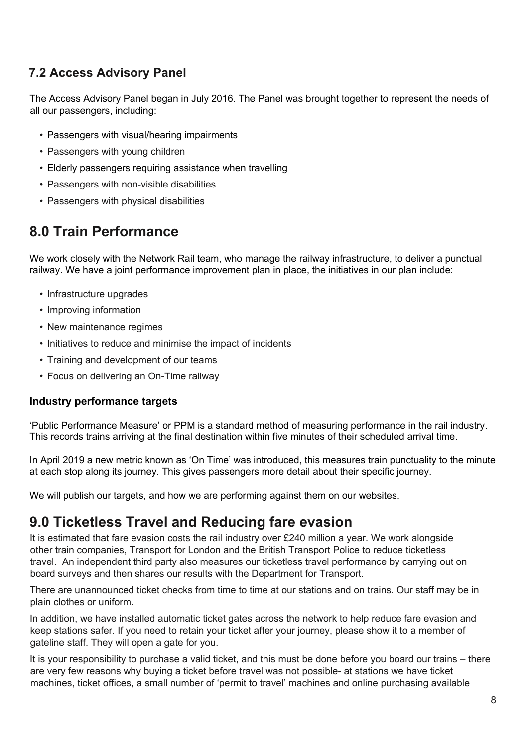### 7.2 Access Advisory Panel

The Access Advisory Panel began in July 2016. The Panel was brought together to represent the needs of all our passengers, including:

- Passengers with visual/hearing impairments
- Passengers with young children
- Elderly passengers requiring assistance when travelling
- Passengers with non-visible disabilities
- Passengers with physical disabilities

## 8.0 Train Performance

We work closely with the Network Rail team, who manage the railway infrastructure, to deliver a punctual railway. We have a joint performance improvement plan in place, the initiatives in our plan include:

- Infrastructure upgrades
- Improving information
- New maintenance regimes
- Initiatives to reduce and minimise the impact of incidents
- Training and development of our teams
- Focus on delivering an On-Time railway

#### Industry performance targets

'Public Performance Measure' or PPM is a standard method of measuring performance in the rail industry. This records trains arriving at the final destination within five minutes of their scheduled arrival time.

In April 2019 a new metric known as 'On Time' was introduced, this measures train punctuality to the minute at each stop along its journey. This gives passengers more detail about their specific journey.

We will publish our targets, and how we are performing against them on our websites.

## 9.0 Ticketless Travel and Reducing fare evasion

It is estimated that fare evasion costs the rail industry over £240 million a year. We work alongside other train companies, Transport for London and the British Transport Police to reduce ticketless travel. An independent third party also measures our ticketless travel performance by carrying out on board surveys and then shares our results with the Department for Transport.

There are unannounced ticket checks from time to time at our stations and on trains. Our staff may be in plain clothes or uniform.

In addition, we have installed automatic ticket gates across the network to help reduce fare evasion and keep stations safer. If you need to retain your ticket after your journey, please show it to a member of gateline staff. They will open a gate for you.

It is your responsibility to purchase a valid ticket, and this must be done before you board our trains – there are very few reasons why buying a ticket before travel was not possible- at stations we have ticket machines, ticket offices, a small number of 'permit to travel' machines and online purchasing available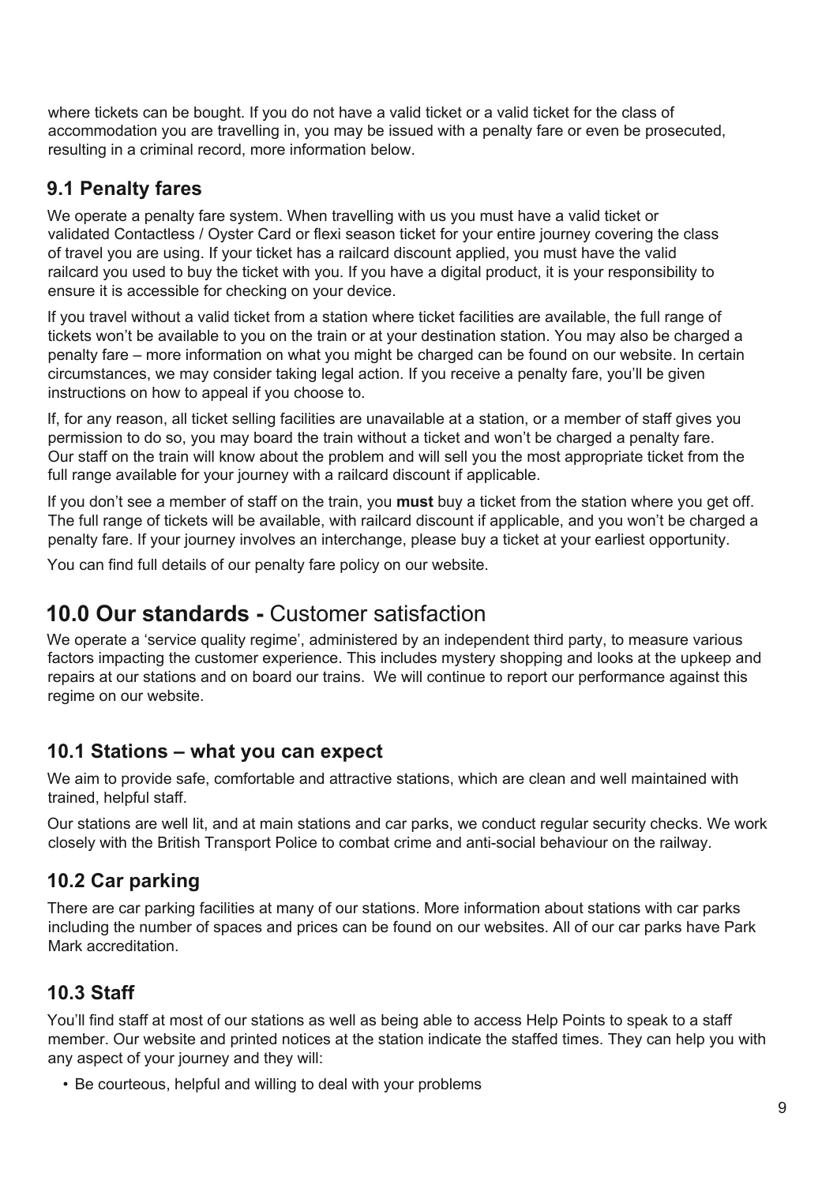where tickets can be bought. If you do not have a valid ticket or a valid ticket for the class of accommodation you are travelling in, you may be issued with a penalty fare or even be prosecuted, resulting in a criminal record, more information below.

### 9.1 Penalty fares

We operate a penalty fare system. When travelling with us you must have a valid ticket or validated Contactless / Oyster Card or flexi season ticket for your entire journey covering the class of travel you are using. If your ticket has a railcard discount applied, you must have the valid railcard you used to buy the ticket with you. If you have a digital product, it is your responsibility to ensure it is accessible for checking on your device.

If you travel without a valid ticket from a station where ticket facilities are available, the full range of tickets won't be available to you on the train or at your destination station. You may also be charged a penalty fare – more information on what you might be charged can be found on our website. In certain circumstances, we may consider taking legal action. If you receive a penalty fare, you'll be given instructions on how to appeal if you choose to.

If, for any reason, all ticket selling facilities are unavailable at a station, or a member of staff gives you permission to do so, you may board the train without a ticket and won't be charged a penalty fare. Our staff on the train will know about the problem and will sell you the most appropriate ticket from the full range available for your journey with a railcard discount if applicable.

If you don't see a member of staff on the train, you **must** buy a ticket from the station where you get off. The full range of tickets will be available, with railcard discount if applicable, and you won't be charged a penalty fare. If your journey involves an interchange, please buy a ticket at your earliest opportunity.

You can find full details of our penalty fare policy on our website.

## 10.0 Our standards - Customer satisfaction

We operate a 'service quality regime', administered by an independent third party, to measure various factors impacting the customer experience. This includes mystery shopping and looks at the upkeep and repairs at our stations and on board our trains. We will continue to report our performance against this regime on our website.

### 10.1 Stations – what you can expect

We aim to provide safe, comfortable and attractive stations, which are clean and well maintained with trained, helpful staff.

Our stations are well lit, and at main stations and car parks, we conduct regular security checks. We work closely with the British Transport Police to combat crime and anti-social behaviour on the railway.

### 10.2 Car parking

There are car parking facilities at many of our stations. More information about stations with car parks including the number of spaces and prices can be found on our websites. All of our car parks have Park Mark accreditation.

### 10.3 Staff

You'll find staff at most of our stations as well as being able to access Help Points to speak to a staff member. Our website and printed notices at the station indicate the staffed times. They can help you with any aspect of your journey and they will:

- Be courteous, helpful and willing to deal with your problems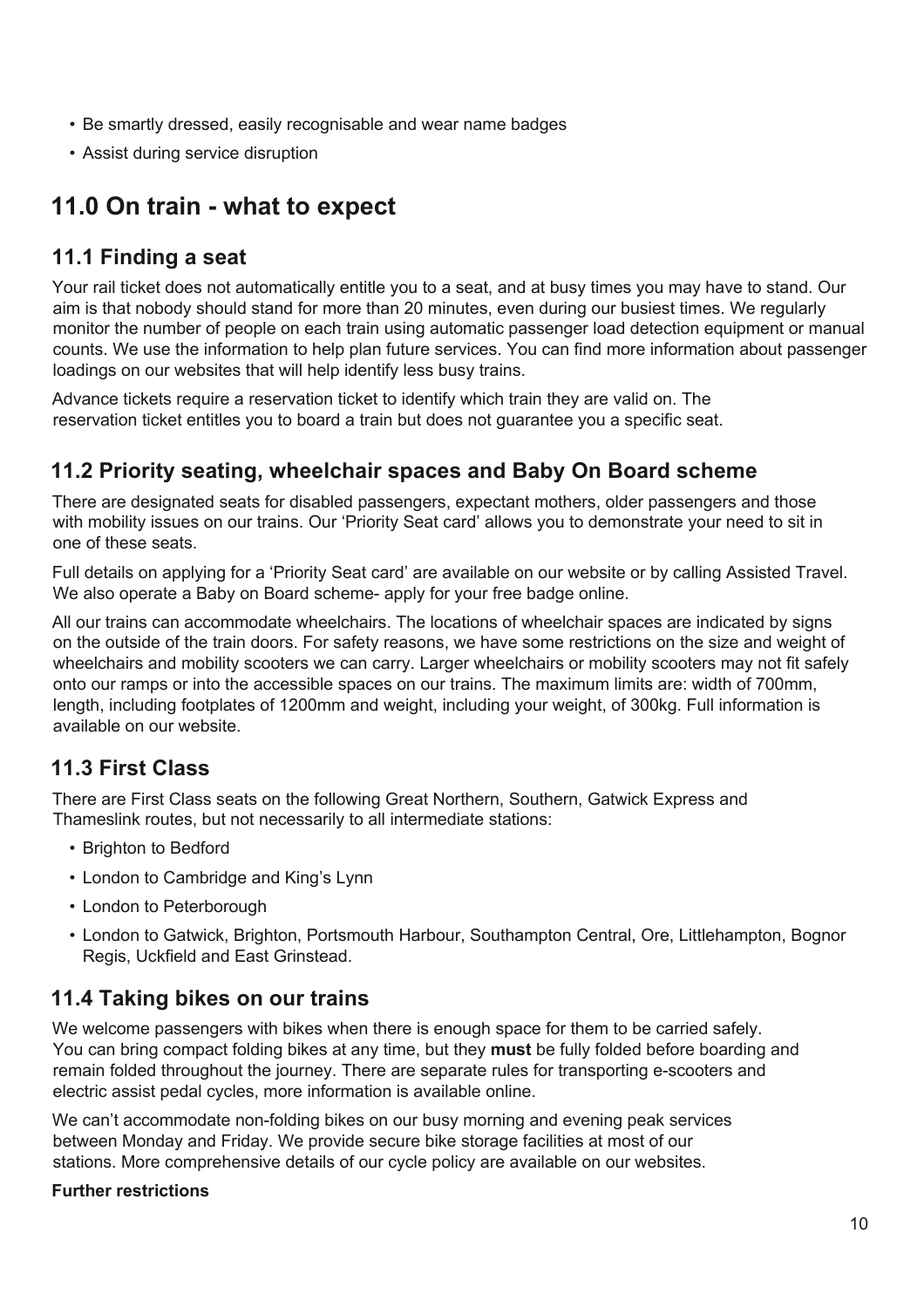- Be smartly dressed, easily recognisable and wear name badges
- Assist during service disruption

## 11.0 On train - what to expect

### 11.1 Finding a seat

Your rail ticket does not automatically entitle you to a seat, and at busy times you may have to stand. Our aim is that nobody should stand for more than 20 minutes, even during our busiest times. We regularly monitor the number of people on each train using automatic passenger load detection equipment or manual counts. We use the information to help plan future services. You can find more information about passenger loadings on our websites that will help identify less busy trains.

Advance tickets require a reservation ticket to identify which train they are valid on. The reservation ticket entitles you to board a train but does not guarantee you a specific seat.

### 11.2 Priority seating, wheelchair spaces and Baby On Board scheme

There are designated seats for disabled passengers, expectant mothers, older passengers and those with mobility issues on our trains. Our 'Priority Seat card' allows you to demonstrate your need to sit in one of these seats.

Full details on applying for a 'Priority Seat card' are available on our website or by calling Assisted Travel. We also operate a Baby on Board scheme- apply for your free badge online.

All our trains can accommodate wheelchairs. The locations of wheelchair spaces are indicated by signs on the outside of the train doors. For safety reasons, we have some restrictions on the size and weight of wheelchairs and mobility scooters we can carry. Larger wheelchairs or mobility scooters may not fit safely onto our ramps or into the accessible spaces on our trains. The maximum limits are: width of 700mm, length, including footplates of 1200mm and weight, including your weight, of 300kg. Full information is available on our website.

### 11.3 First Class

There are First Class seats on the following Great Northern, Southern, Gatwick Express and Thameslink routes, but not necessarily to all intermediate stations:

- Brighton to Bedford
- London to Cambridge and King's Lynn
- London to Peterborough
- London to Gatwick, Brighton, Portsmouth Harbour, Southampton Central, Ore, Littlehampton, Bognor Regis, Uckfield and East Grinstead.

### 11.4 Taking bikes on our trains

We welcome passengers with bikes when there is enough space for them to be carried safely. You can bring compact folding bikes at any time, but they **must** be fully folded before boarding and remain folded throughout the journey. There are separate rules for transporting e-scooters and electric assist pedal cycles, more information is available online.

We can't accommodate non-folding bikes on our busy morning and evening peak services between Monday and Friday. We provide secure bike storage facilities at most of our stations. More comprehensive details of our cycle policy are available on our websites.

**Further restrictions**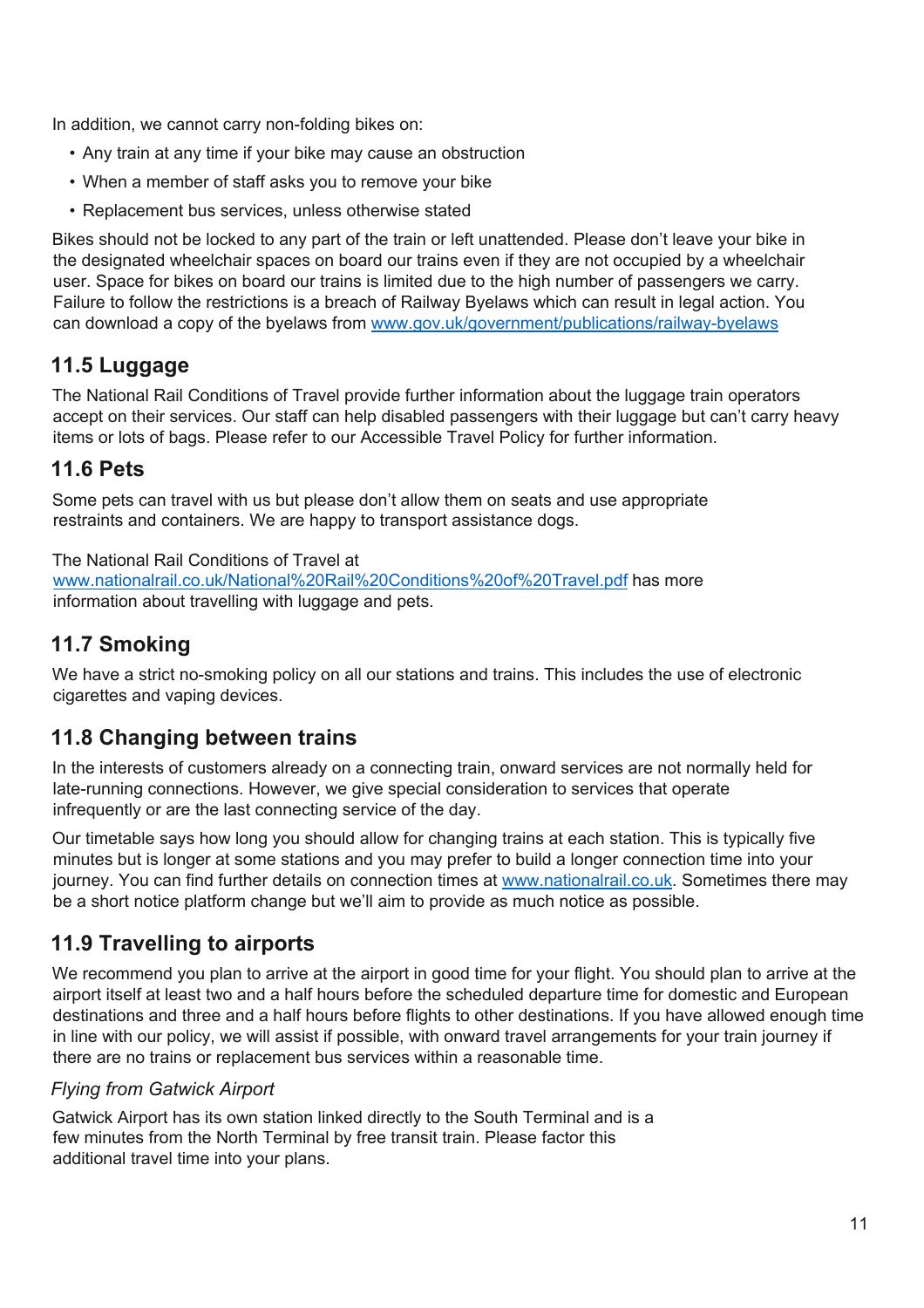In addition, we cannot carry non-folding bikes on:

- Any train at any time if your bike may cause an obstruction
- When a member of staff asks you to remove your bike
- Replacement bus services, unless otherwise stated

Bikes should not be locked to any part of the train or left unattended. Please don't leave your bike in the designated wheelchair spaces on board our trains even if they are not occupied by a wheelchair user. Space for bikes on board our trains is limited due to the high number of passengers we carry. Failure to follow the restrictions is a breach of Railway Byelaws which can result in legal action. You can download a copy of the byelaws from [www.gov.uk/government/publications/railway-byelaws](http://www.gov.uk/government/publications/railway-byelaws)

## 11.5 Luggage

The National Rail Conditions of Travel provide further information about the luggage train operators accept on their services. Our staff can help disabled passengers with their luggage but can't carry heavy items or lots of bags. Please refer to our Accessible Travel Policy for further information.

## 11.6 Pets

Some pets can travel with us but please don't allow them on seats and use appropriate restraints and containers. We are happy to transport assistance dogs.

The National Rail Conditions of Travel at [www.nationalrail.co.uk/National%20Rail%20Conditions%20of%20Travel.pdf](http://www.nationalrail.co.uk/National%20Rail%20Conditions%20of%20Travel.pdf) has more information about travelling with luggage and pets.

## 11.7 Smoking

We have a strict no-smoking policy on all our stations and trains. This includes the use of electronic cigarettes and vaping devices.

## 11.8 Changing between trains

In the interests of customers already on a connecting train, onward services are not normally held for late-running connections. However, we give special consideration to services that operate infrequently or are the last connecting service of the day.

Our timetable says how long you should allow for changing trains at each station. This is typically five minutes but is longer at some stations and you may prefer to build a longer connection time into your journey. You can find further details on connection times at [www.nationalrail.co.uk](http://www.nationalrail.co.uk). Sometimes there may be a short notice platform change but we'll aim to provide as much notice as possible.

## 11.9 Travelling to airports

We recommend you plan to arrive at the airport in good time for your flight. You should plan to arrive at the airport itself at least two and a half hours before the scheduled departure time for domestic and European destinations and three and a half hours before flights to other destinations. If you have allowed enough time in line with our policy, we will assist if possible, with onward travel arrangements for your train journey if there are no trains or replacement bus services within a reasonable time.

*Flying from Gatwick Airport*

Gatwick Airport has its own station linked directly to the South Terminal and is a few minutes from the North Terminal by free transit train. Please factor this additional travel time into your plans.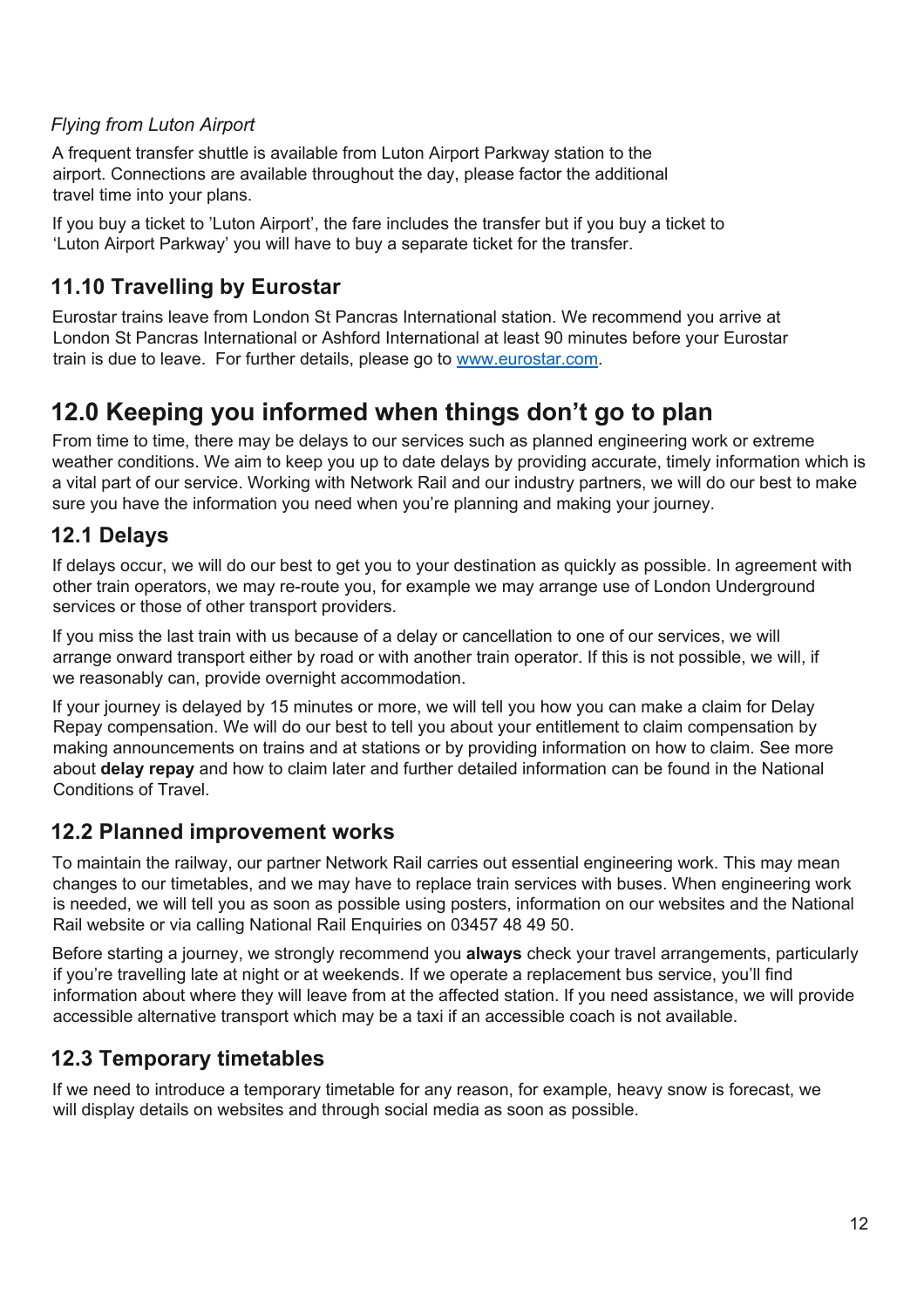*Flying from Luton Airport*

A frequent transfer shuttle is available from Luton Airport Parkway station to the airport. Connections are available throughout the day, please factor the additional travel time into your plans.

If you buy a ticket to 'Luton Airport', the fare includes the transfer but if you buy a ticket to 'Luton Airport Parkway' you will have to buy a separate ticket for the transfer.

### 11.10 Travelling by Eurostar

Eurostar trains leave from London St Pancras International station. We recommend you arrive at London St Pancras International or Ashford International at least 90 minutes before your Eurostar train is due to leave. For further details, please go to [www.eurostar.com](http://www.eurostar.com).

## 12.0 Keeping you informed when things don't go to plan

From time to time, there may be delays to our services such as planned engineering work or extreme weather conditions. We aim to keep you up to date delays by providing accurate, timely information which is a vital part of our service. Working with Network Rail and our industry partners, we will do our best to make sure you have the information you need when you're planning and making your journey.

### 12.1 Delays

If delays occur, we will do our best to get you to your destination as quickly as possible. In agreement with other train operators, we may re-route you, for example we may arrange use of London Underground services or those of other transport providers.

If you miss the last train with us because of a delay or cancellation to one of our services, we will arrange onward transport either by road or with another train operator. If this is not possible, we will, if we reasonably can, provide overnight accommodation.

If your journey is delayed by 15 minutes or more, we will tell you how you can make a claim for Delay Repay compensation. We will do our best to tell you about your entitlement to claim compensation by making announcements on trains and at stations or by providing information on how to claim. See more about **delay repay** and how to claim later and further detailed information can be found in the National Conditions of Travel.

### 12.2 Planned improvement works

To maintain the railway, our partner Network Rail carries out essential engineering work. This may mean changes to our timetables, and we may have to replace train services with buses. When engineering work is needed, we will tell you as soon as possible using posters, information on our websites and the National Rail website or via calling National Rail Enquiries on 03457 48 49 50.

Before starting a journey, we strongly recommend you **always** check your travel arrangements, particularly if you're travelling late at night or at weekends. If we operate a replacement bus service, you'll find information about where they will leave from at the affected station. If you need assistance, we will provide accessible alternative transport which may be a taxi if an accessible coach is not available.

### 12.3 Temporary timetables

If we need to introduce a temporary timetable for any reason, for example, heavy snow is forecast, we will display details on websites and through social media as soon as possible.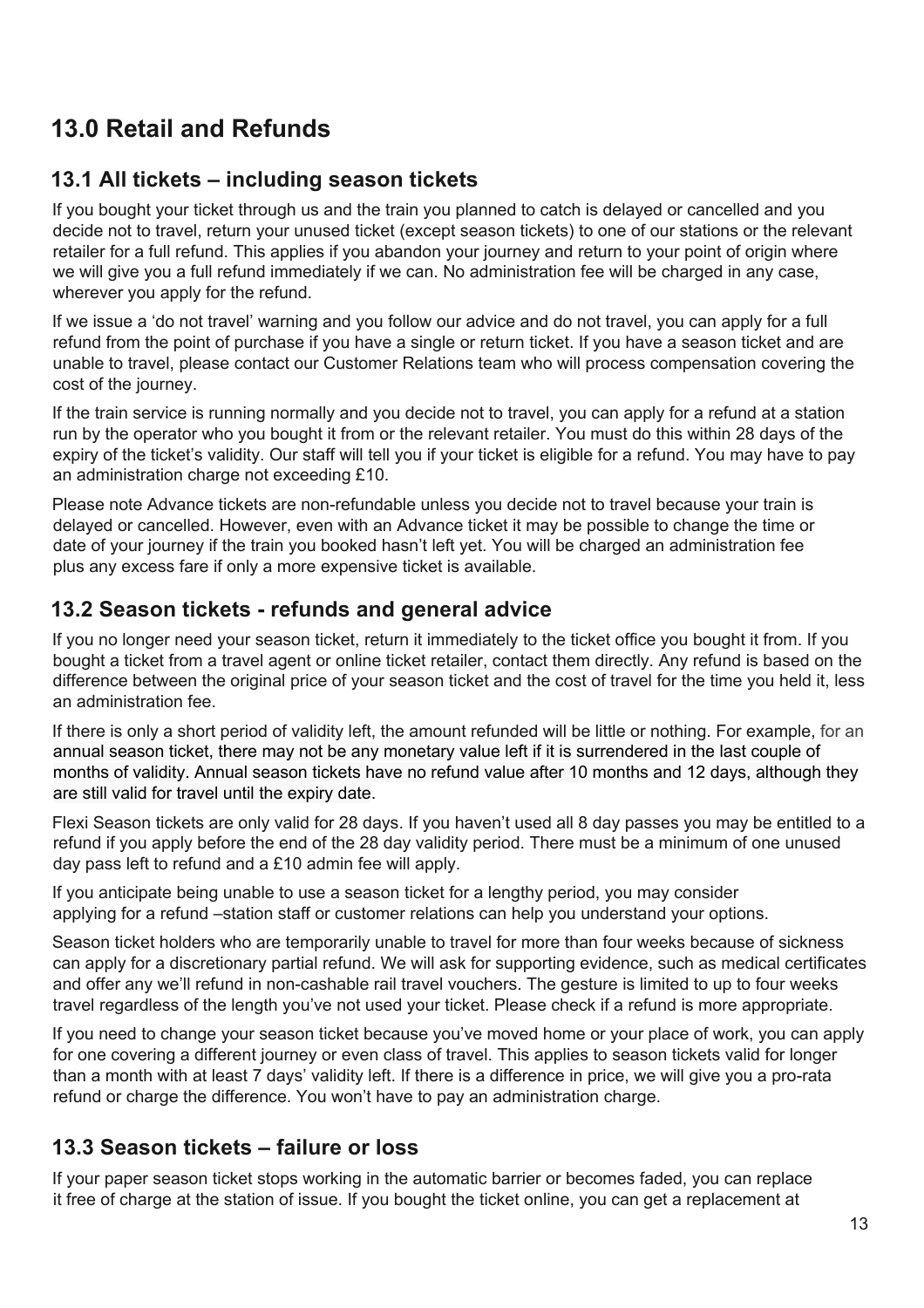# 13.0 Retail and Refunds

## 13.1 All tickets – including season tickets

If you bought your ticket through us and the train you planned to catch is delayed or cancelled and you decide not to travel, return your unused ticket (except season tickets) to one of our stations or the relevant retailer for a full refund. This applies if you abandon your journey and return to your point of origin where we will give you a full refund immediately if we can. No administration fee will be charged in any case, wherever you apply for the refund.

If we issue a 'do not travel' warning and you follow our advice and do not travel, you can apply for a full refund from the point of purchase if you have a single or return ticket. If you have a season ticket and are unable to travel, please contact our Customer Relations team who will process compensation covering the cost of the journey.

If the train service is running normally and you decide not to travel, you can apply for a refund at a station run by the operator who you bought it from or the relevant retailer. You must do this within 28 days of the expiry of the ticket's validity. Our staff will tell you if your ticket is eligible for a refund. You may have to pay an administration charge not exceeding £10.

Please note Advance tickets are non-refundable unless you decide not to travel because your train is delayed or cancelled. However, even with an Advance ticket it may be possible to change the time or date of your journey if the train you booked hasn't left yet. You will be charged an administration fee plus any excess fare if only a more expensive ticket is available.

## 13.2 Season tickets - refunds and general advice

If you no longer need your season ticket, return it immediately to the ticket office you bought it from. If you bought a ticket from a travel agent or online ticket retailer, contact them directly. Any refund is based on the difference between the original price of your season ticket and the cost of travel for the time you held it, less an administration fee.

If there is only a short period of validity left, the amount refunded will be little or nothing. For example, for an annual season ticket, there may not be any monetary value left if it is surrendered in the last couple of months of validity. Annual season tickets have no refund value after 10 months and 12 days, although they are still valid for travel until the expiry date.

Flexi Season tickets are only valid for 28 days. If you haven't used all 8 day passes you may be entitled to a refund if you apply before the end of the 28 day validity period. There must be a minimum of one unused day pass left to refund and a £10 admin fee will apply.

If you anticipate being unable to use a season ticket for a lengthy period, you may consider applying for a refund –station staff or customer relations can help you understand your options.

Season ticket holders who are temporarily unable to travel for more than four weeks because of sickness can apply for a discretionary partial refund. We will ask for supporting evidence, such as medical certificates and offer any we'll refund in non-cashable rail travel vouchers. The gesture is limited to up to four weeks travel regardless of the length you've not used your ticket. Please check if a refund is more appropriate.

If you need to change your season ticket because you've moved home or your place of work, you can apply for one covering a different journey or even class of travel. This applies to season tickets valid for longer than a month with at least 7 days' validity left. If there is a difference in price, we will give you a pro-rata refund or charge the difference. You won't have to pay an administration charge.

## 13.3 Season tickets – failure or loss

If your paper season ticket stops working in the automatic barrier or becomes faded, you can replace it free of charge at the station of issue. If you bought the ticket online, you can get a replacement at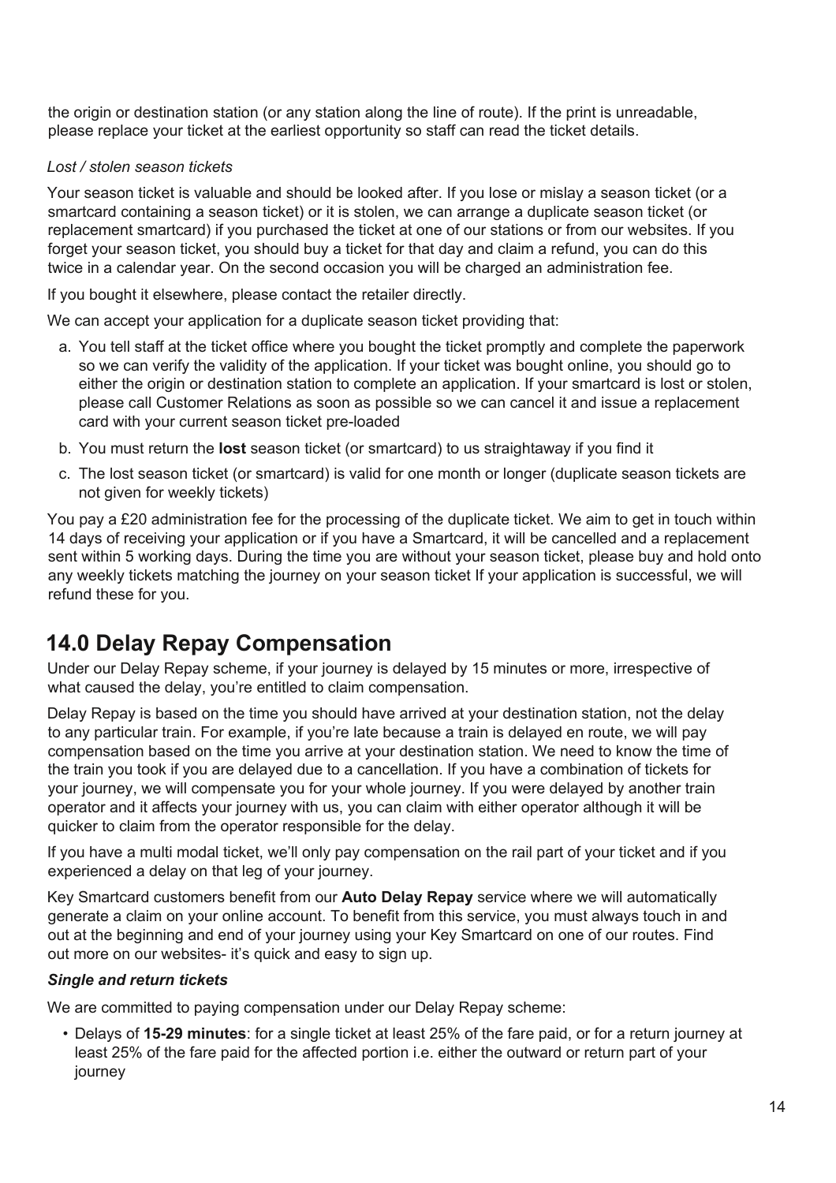the origin or destination station (or any station along the line of route). If the print is unreadable, please replace your ticket at the earliest opportunity so staff can read the ticket details.

*Lost / stolen season tickets*

Your season ticket is valuable and should be looked after. If you lose or mislay a season ticket (or a smartcard containing a season ticket) or it is stolen, we can arrange a duplicate season ticket (or replacement smartcard) if you purchased the ticket at one of our stations or from our websites. If you forget your season ticket, you should buy a ticket for that day and claim a refund, you can do this twice in a calendar year. On the second occasion you will be charged an administration fee.

If you bought it elsewhere, please contact the retailer directly.

We can accept your application for a duplicate season ticket providing that:

a. You tell staff at the ticket office where you bought the ticket promptly and complete the paperwork so we can verify the validity of the application. If your ticket was bought online, you should go to either the origin or destination station to complete an application. If your smartcard is lost or stolen, please call Customer Relations as soon as possible so we can cancel it and issue a replacement card with your current season ticket pre-loaded
b. You must return the **lost** season ticket (or smartcard) to us straightaway if you find it
c. The lost season ticket (or smartcard) is valid for one month or longer (duplicate season tickets are not given for weekly tickets)

You pay a £20 administration fee for the processing of the duplicate ticket. We aim to get in touch within 14 days of receiving your application or if you have a Smartcard, it will be cancelled and a replacement sent within 5 working days. During the time you are without your season ticket, please buy and hold onto any weekly tickets matching the journey on your season ticket If your application is successful, we will refund these for you.

## 14.0 Delay Repay Compensation

Under our Delay Repay scheme, if your journey is delayed by 15 minutes or more, irrespective of what caused the delay, you're entitled to claim compensation.

Delay Repay is based on the time you should have arrived at your destination station, not the delay to any particular train. For example, if you're late because a train is delayed en route, we will pay compensation based on the time you arrive at your destination station. We need to know the time of the train you took if you are delayed due to a cancellation. If you have a combination of tickets for your journey, we will compensate you for your whole journey. If you were delayed by another train operator and it affects your journey with us, you can claim with either operator although it will be quicker to claim from the operator responsible for the delay.

If you have a multi modal ticket, we'll only pay compensation on the rail part of your ticket and if you experienced a delay on that leg of your journey.

Key Smartcard customers benefit from our **Auto Delay Repay** service where we will automatically generate a claim on your online account. To benefit from this service, you must always touch in and out at the beginning and end of your journey using your Key Smartcard on one of our routes. Find out more on our websites- it's quick and easy to sign up.

***Single and return tickets***

We are committed to paying compensation under our Delay Repay scheme:

- Delays of **15-29 minutes**: for a single ticket at least 25% of the fare paid, or for a return journey at least 25% of the fare paid for the affected portion i.e. either the outward or return part of your journey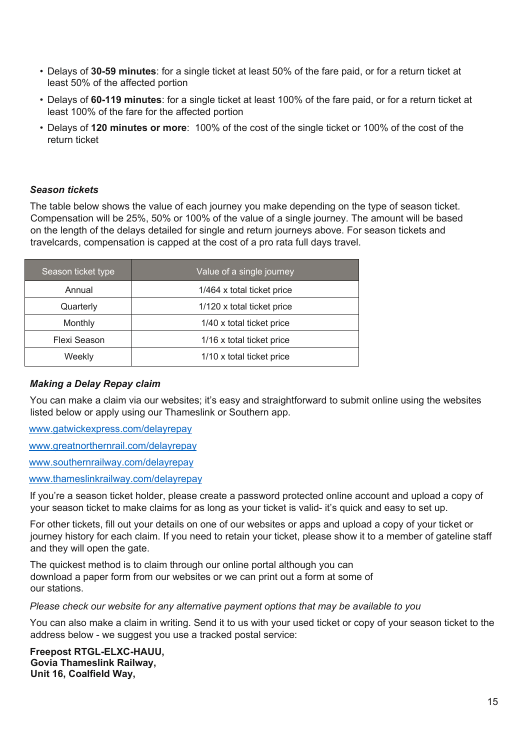- Delays of **30-59 minutes**: for a single ticket at least 50% of the fare paid, or for a return ticket at least 50% of the affected portion
- Delays of **60-119 minutes**: for a single ticket at least 100% of the fare paid, or for a return ticket at least 100% of the fare for the affected portion
- Delays of **120 minutes or more**: 100% of the cost of the single ticket or 100% of the cost of the return ticket

### *Season tickets*

The table below shows the value of each journey you make depending on the type of season ticket. Compensation will be 25%, 50% or 100% of the value of a single journey. The amount will be based on the length of the delays detailed for single and return journeys above. For season tickets and travelcards, compensation is capped at the cost of a pro rata full days travel.

| Season ticket type | Value of a single journey |
|---|---|
| Annual | 1/464 x total ticket price |
| Quarterly | 1/120 x total ticket price |
| Monthly | 1/40 x total ticket price |
| Flexi Season | 1/16 x total ticket price |
| Weekly | 1/10 x total ticket price |

### *Making a Delay Repay claim*

You can make a claim via our websites; it's easy and straightforward to submit online using the websites listed below or apply using our Thameslink or Southern app.

www.gatwickexpress.com/delayrepay

www.greatnorthernrail.com/delayrepay

www.southernrailway.com/delayrepay

www.thameslinkrailway.com/delayrepay

If you're a season ticket holder, please create a password protected online account and upload a copy of your season ticket to make claims for as long as your ticket is valid- it's quick and easy to set up.

For other tickets, fill out your details on one of our websites or apps and upload a copy of your ticket or journey history for each claim. If you need to retain your ticket, please show it to a member of gateline staff and they will open the gate.

The quickest method is to claim through our online portal although you can download a paper form from our websites or we can print out a form at some of our stations.

*Please check our website for any alternative payment options that may be available to you*

You can also make a claim in writing. Send it to us with your used ticket or copy of your season ticket to the address below - we suggest you use a tracked postal service:

**Freepost RTGL-ELXC-HAUU,**
**Govia Thameslink Railway,**
**Unit 16, Coalfield Way,**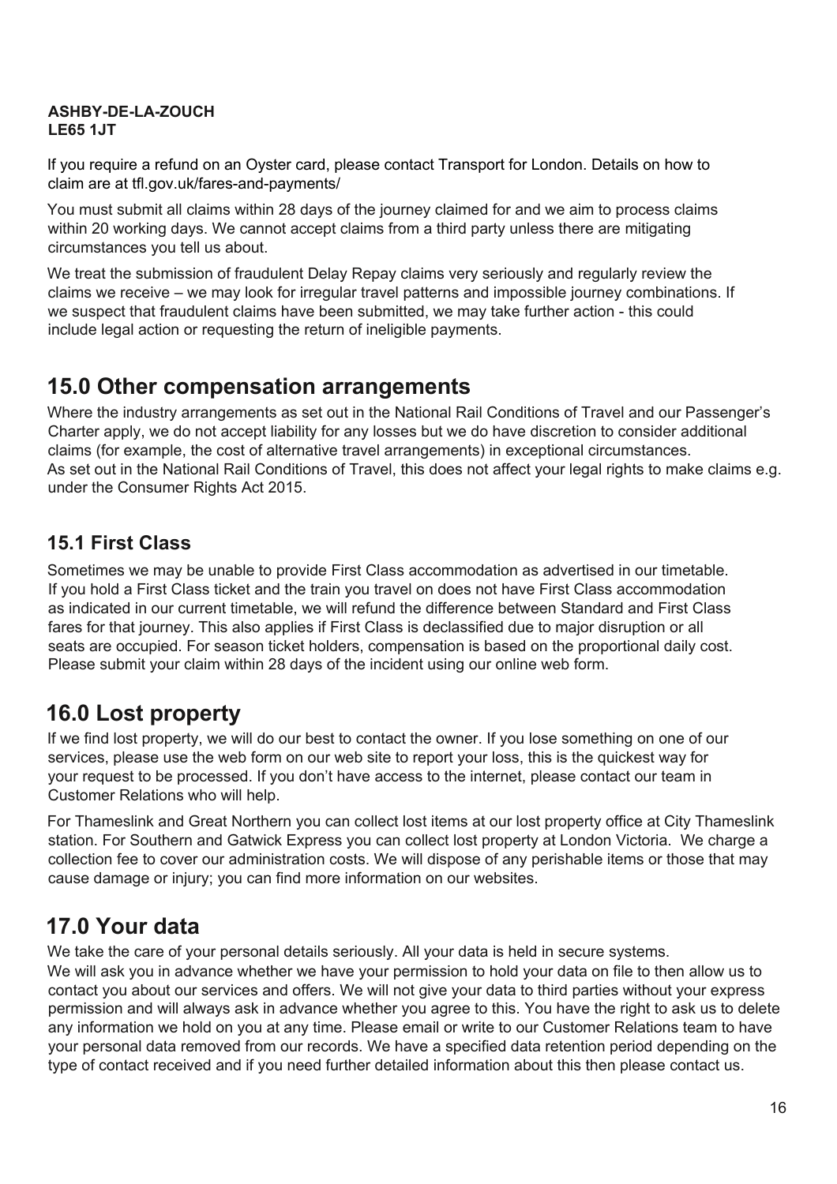**ASHBY-DE-LA-ZOUCH**
**LE65 1JT**

If you require a refund on an Oyster card, please contact Transport for London. Details on how to claim are at tfl.gov.uk/fares-and-payments/

You must submit all claims within 28 days of the journey claimed for and we aim to process claims within 20 working days. We cannot accept claims from a third party unless there are mitigating circumstances you tell us about.

We treat the submission of fraudulent Delay Repay claims very seriously and regularly review the claims we receive – we may look for irregular travel patterns and impossible journey combinations. If we suspect that fraudulent claims have been submitted, we may take further action - this could include legal action or requesting the return of ineligible payments.

## 15.0 Other compensation arrangements

Where the industry arrangements as set out in the National Rail Conditions of Travel and our Passenger's Charter apply, we do not accept liability for any losses but we do have discretion to consider additional claims (for example, the cost of alternative travel arrangements) in exceptional circumstances.
As set out in the National Rail Conditions of Travel, this does not affect your legal rights to make claims e.g. under the Consumer Rights Act 2015.

### 15.1 First Class

Sometimes we may be unable to provide First Class accommodation as advertised in our timetable. If you hold a First Class ticket and the train you travel on does not have First Class accommodation as indicated in our current timetable, we will refund the difference between Standard and First Class fares for that journey. This also applies if First Class is declassified due to major disruption or all seats are occupied. For season ticket holders, compensation is based on the proportional daily cost. Please submit your claim within 28 days of the incident using our online web form.

## 16.0 Lost property

If we find lost property, we will do our best to contact the owner. If you lose something on one of our services, please use the web form on our web site to report your loss, this is the quickest way for your request to be processed. If you don't have access to the internet, please contact our team in Customer Relations who will help.

For Thameslink and Great Northern you can collect lost items at our lost property office at City Thameslink station. For Southern and Gatwick Express you can collect lost property at London Victoria. We charge a collection fee to cover our administration costs. We will dispose of any perishable items or those that may cause damage or injury; you can find more information on our websites.

## 17.0 Your data

We take the care of your personal details seriously. All your data is held in secure systems.
We will ask you in advance whether we have your permission to hold your data on file to then allow us to contact you about our services and offers. We will not give your data to third parties without your express permission and will always ask in advance whether you agree to this. You have the right to ask us to delete any information we hold on you at any time. Please email or write to our Customer Relations team to have your personal data removed from our records. We have a specified data retention period depending on the type of contact received and if you need further detailed information about this then please contact us.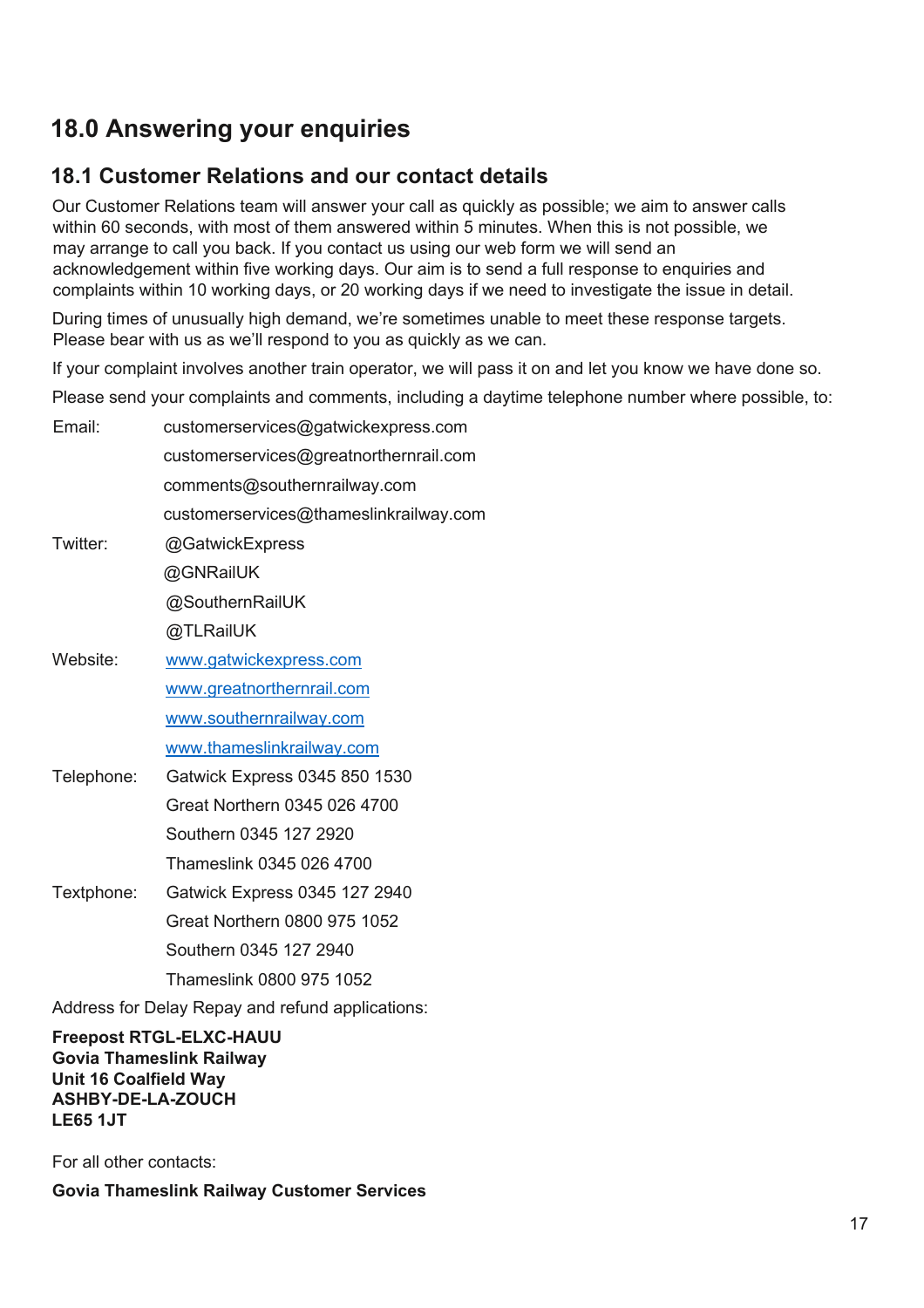# 18.0 Answering your enquiries

## 18.1 Customer Relations and our contact details

Our Customer Relations team will answer your call as quickly as possible; we aim to answer calls within 60 seconds, with most of them answered within 5 minutes. When this is not possible, we may arrange to call you back. If you contact us using our web form we will send an acknowledgement within five working days. Our aim is to send a full response to enquiries and complaints within 10 working days, or 20 working days if we need to investigate the issue in detail.

During times of unusually high demand, we're sometimes unable to meet these response targets. Please bear with us as we'll respond to you as quickly as we can.

If your complaint involves another train operator, we will pass it on and let you know we have done so.

Please send your complaints and comments, including a daytime telephone number where possible, to:

| | |
|---|---|
| Email: | customerservices@gatwickexpress.com |
| | customerservices@greatnorthernrail.com |
| | comments@southernrailway.com |
| | customerservices@thameslinkrailway.com |
| Twitter: | @GatwickExpress |
| | @GNRailUK |
| | @SouthernRailUK |
| | @TLRailUK |
| Website: | www.gatwickexpress.com |
| | www.greatnorthernrail.com |
| | www.southernrailway.com |
| | www.thameslinkrailway.com |
| Telephone: | Gatwick Express 0345 850 1530 |
| | Great Northern 0345 026 4700 |
| | Southern 0345 127 2920 |
| | Thameslink 0345 026 4700 |
| Textphone: | Gatwick Express 0345 127 2940 |
| | Great Northern 0800 975 1052 |
| | Southern 0345 127 2940 |
| | Thameslink 0800 975 1052 |

Address for Delay Repay and refund applications:

**Freepost RTGL-ELXC-HAUU**
**Govia Thameslink Railway**
**Unit 16 Coalfield Way**
**ASHBY-DE-LA-ZOUCH**
**LE65 1JT**

For all other contacts:

**Govia Thameslink Railway Customer Services**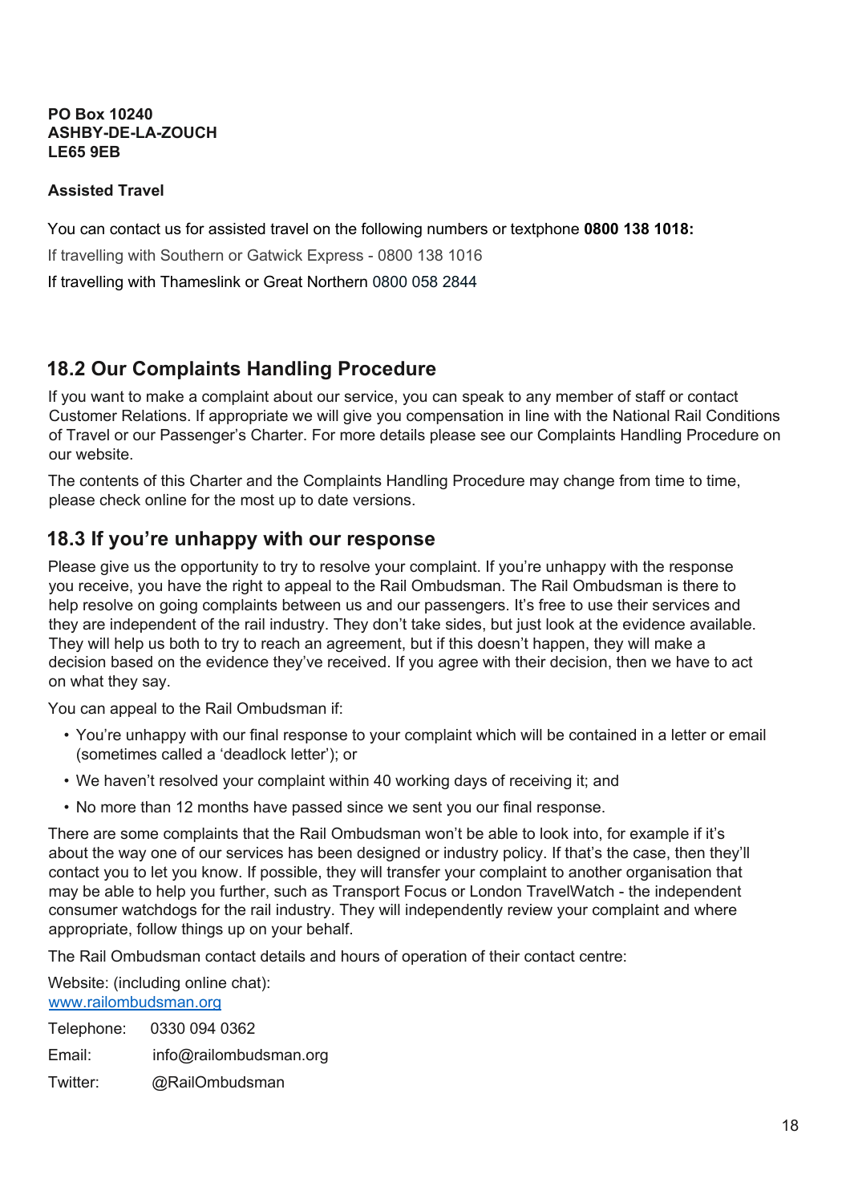**PO Box 10240**
**ASHBY-DE-LA-ZOUCH**
**LE65 9EB**

**Assisted Travel**

You can contact us for assisted travel on the following numbers or textphone **0800 138 1018:**

If travelling with Southern or Gatwick Express - 0800 138 1016

If travelling with Thameslink or Great Northern 0800 058 2844

## 18.2 Our Complaints Handling Procedure

If you want to make a complaint about our service, you can speak to any member of staff or contact Customer Relations. If appropriate we will give you compensation in line with the National Rail Conditions of Travel or our Passenger's Charter. For more details please see our Complaints Handling Procedure on our website.

The contents of this Charter and the Complaints Handling Procedure may change from time to time, please check online for the most up to date versions.

## 18.3 If you're unhappy with our response

Please give us the opportunity to try to resolve your complaint. If you're unhappy with the response you receive, you have the right to appeal to the Rail Ombudsman. The Rail Ombudsman is there to help resolve on going complaints between us and our passengers. It's free to use their services and they are independent of the rail industry. They don't take sides, but just look at the evidence available. They will help us both to try to reach an agreement, but if this doesn't happen, they will make a decision based on the evidence they've received. If you agree with their decision, then we have to act on what they say.

You can appeal to the Rail Ombudsman if:

- You're unhappy with our final response to your complaint which will be contained in a letter or email (sometimes called a 'deadlock letter'); or
- We haven't resolved your complaint within 40 working days of receiving it; and
- No more than 12 months have passed since we sent you our final response.

There are some complaints that the Rail Ombudsman won't be able to look into, for example if it's about the way one of our services has been designed or industry policy. If that's the case, then they'll contact you to let you know. If possible, they will transfer your complaint to another organisation that may be able to help you further, such as Transport Focus or London TravelWatch - the independent consumer watchdogs for the rail industry. They will independently review your complaint and where appropriate, follow things up on your behalf.

The Rail Ombudsman contact details and hours of operation of their contact centre:

Website: (including online chat):
[www.railombudsman.org](http://www.railombudsman.org)

Telephone: 0330 094 0362

Email: info@railombudsman.org

Twitter: @RailOmbudsman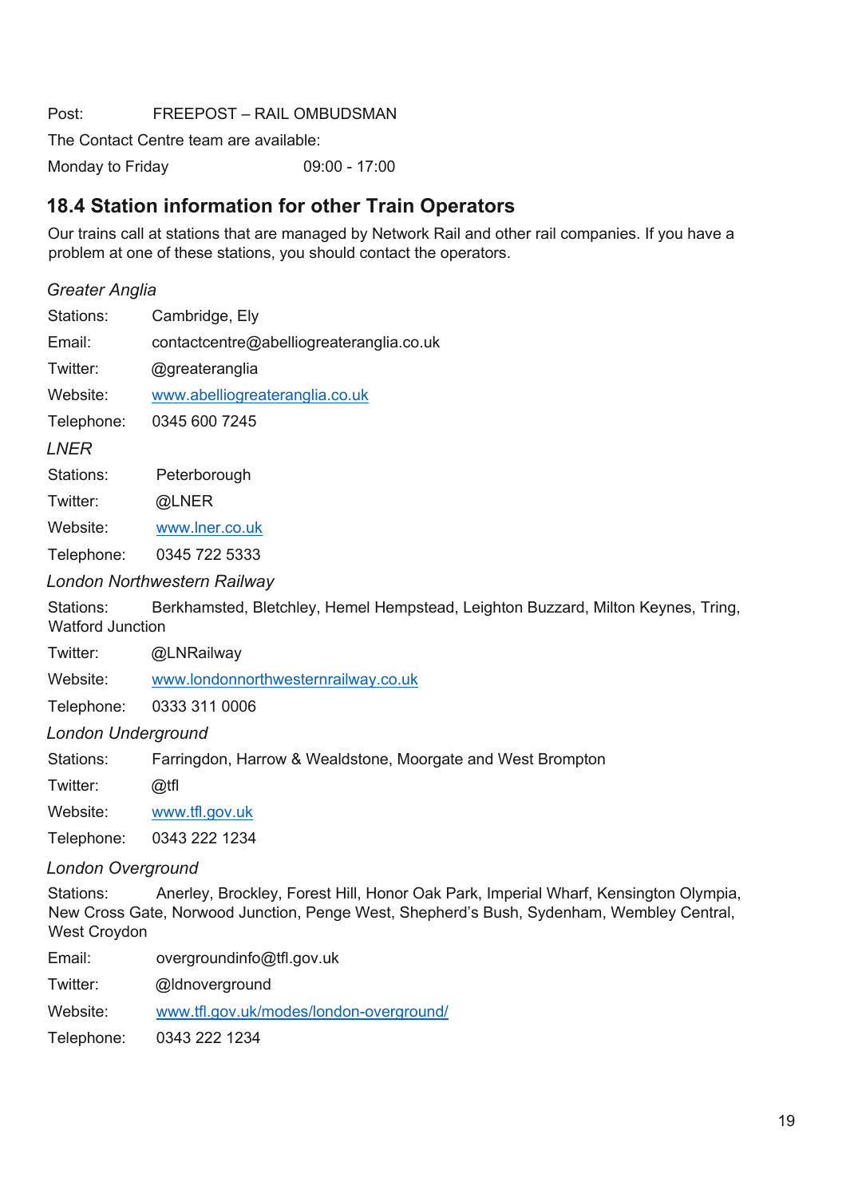Post: FREEPOST – RAIL OMBUDSMAN

The Contact Centre team are available:

Monday to Friday 09:00 - 17:00

## 18.4 Station information for other Train Operators

Our trains call at stations that are managed by Network Rail and other rail companies. If you have a problem at one of these stations, you should contact the operators.

*Greater Anglia*

Stations: Cambridge, Ely

Email: contactcentre@abelliogreateranglia.co.uk

Twitter: @greateranglia

Website: [www.abelliogreateranglia.co.uk](http://www.abelliogreateranglia.co.uk)

Telephone: 0345 600 7245

*LNER*

Stations: Peterborough

Twitter: @LNER

Website: [www.lner.co.uk](http://www.lner.co.uk)

Telephone: 0345 722 5333

*London Northwestern Railway*

Stations: Berkhamsted, Bletchley, Hemel Hempstead, Leighton Buzzard, Milton Keynes, Tring, Watford Junction

Twitter: @LNRailway

Website: [www.londonnorthwesternrailway.co.uk](http://www.londonnorthwesternrailway.co.uk)

Telephone: 0333 311 0006

*London Underground*

Stations: Farringdon, Harrow & Wealdstone, Moorgate and West Brompton

Twitter: @tfl

Website: [www.tfl.gov.uk](http://www.tfl.gov.uk)

Telephone: 0343 222 1234

*London Overground*

Stations: Anerley, Brockley, Forest Hill, Honor Oak Park, Imperial Wharf, Kensington Olympia, New Cross Gate, Norwood Junction, Penge West, Shepherd's Bush, Sydenham, Wembley Central, West Croydon

Email: overgroundinfo@tfl.gov.uk

Twitter: @ldnoverground

Website: [www.tfl.gov.uk/modes/london-overground/](http://www.tfl.gov.uk/modes/london-overground/)

Telephone: 0343 222 1234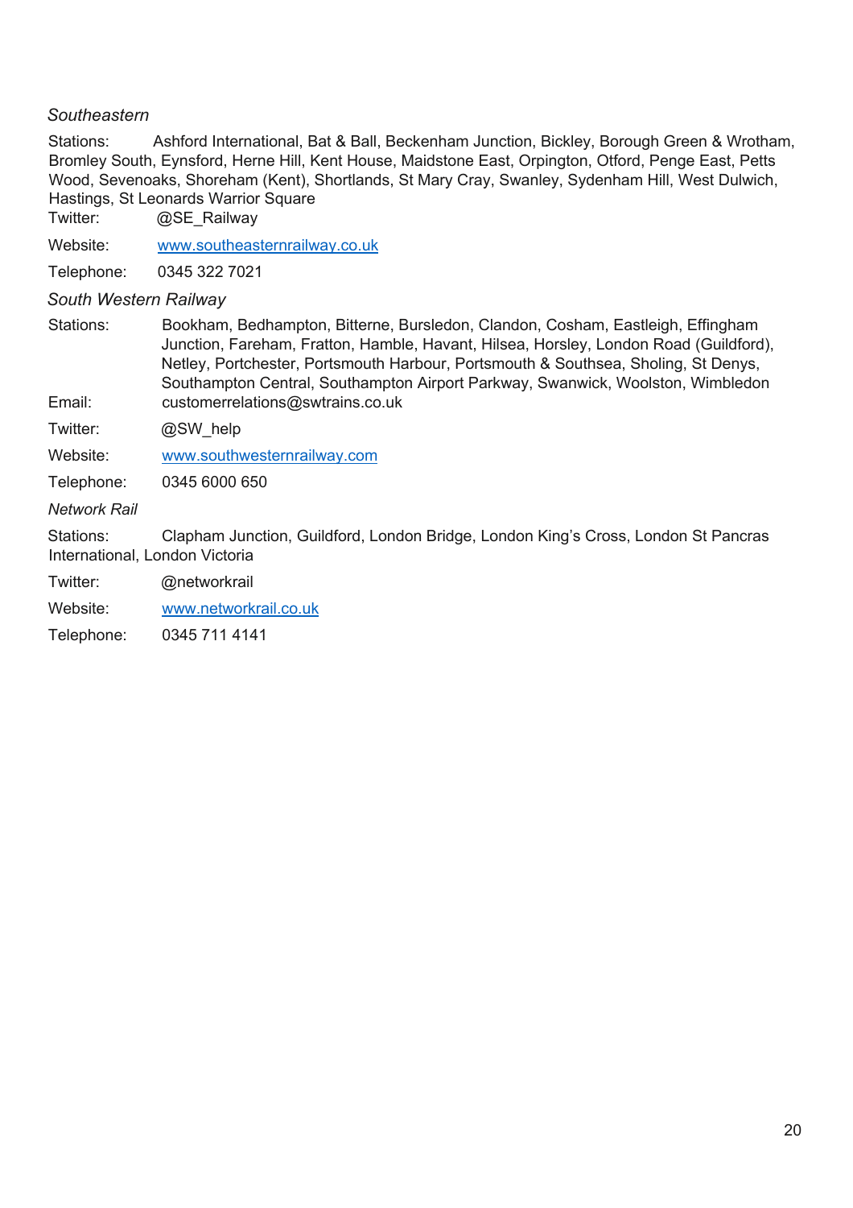*Southeastern*

Stations: Ashford International, Bat & Ball, Beckenham Junction, Bickley, Borough Green & Wrotham, Bromley South, Eynsford, Herne Hill, Kent House, Maidstone East, Orpington, Otford, Penge East, Petts Wood, Sevenoaks, Shoreham (Kent), Shortlands, St Mary Cray, Swanley, Sydenham Hill, West Dulwich, Hastings, St Leonards Warrior Square

Twitter: @SE_Railway

Website: [www.southeasternrailway.co.uk](http://www.southeasternrailway.co.uk)

Telephone: 0345 322 7021

*South Western Railway*

Stations: Bookham, Bedhampton, Bitterne, Bursledon, Clandon, Cosham, Eastleigh, Effingham Junction, Fareham, Fratton, Hamble, Havant, Hilsea, Horsley, London Road (Guildford), Netley, Portchester, Portsmouth Harbour, Portsmouth & Southsea, Sholing, St Denys, Southampton Central, Southampton Airport Parkway, Swanwick, Woolston, Wimbledon

Email: customerrelations@swtrains.co.uk

Twitter: @SW_help

Website: [www.southwesternrailway.com](http://www.southwesternrailway.com)

Telephone: 0345 6000 650

*Network Rail*

Stations: Clapham Junction, Guildford, London Bridge, London King's Cross, London St Pancras International, London Victoria

Twitter: @networkrail

Website: [www.networkrail.co.uk](http://www.networkrail.co.uk)

Telephone: 0345 711 4141